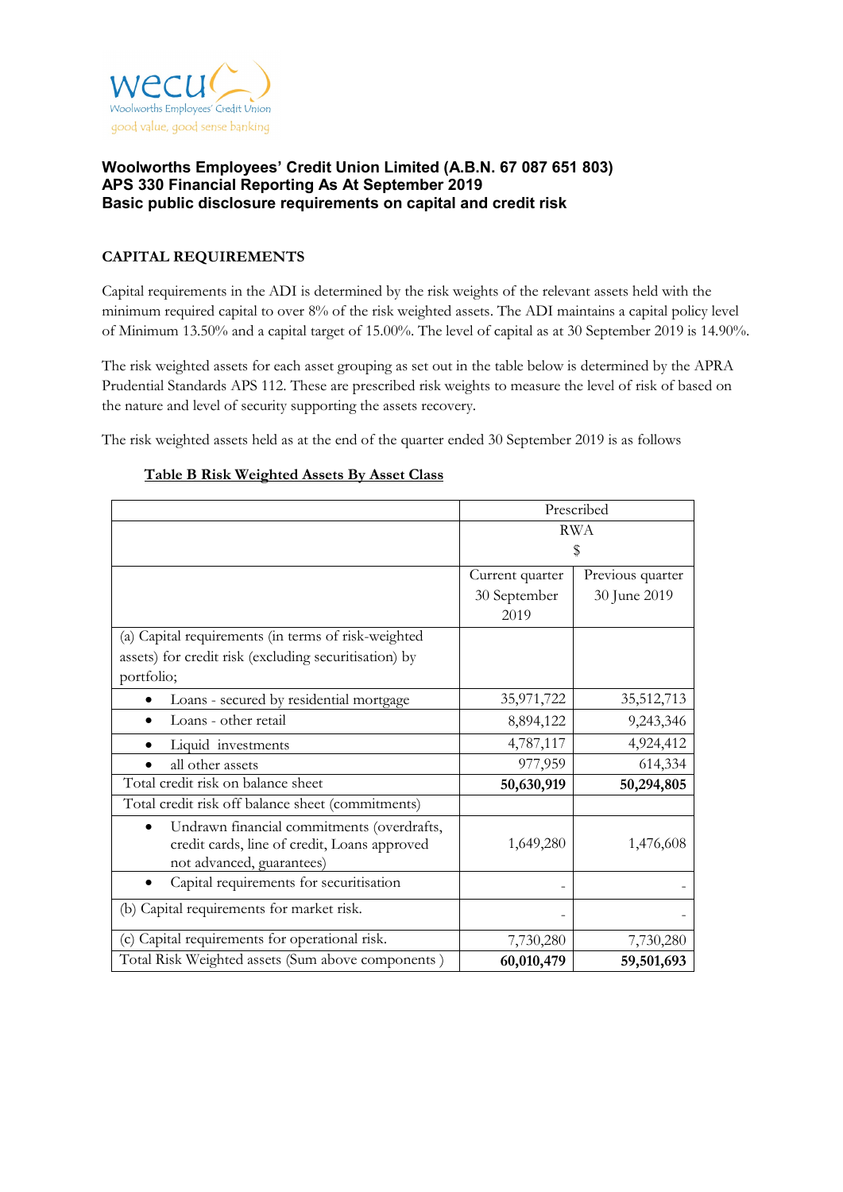wecu
Woolworths Employees' Credit Union
good value, good sense banking

**Woolworths Employees' Credit Union Limited (A.B.N. 67 087 651 803)**
**APS 330 Financial Reporting As At September 2019**
**Basic public disclosure requirements on capital and credit risk**

## CAPITAL REQUIREMENTS

Capital requirements in the ADI is determined by the risk weights of the relevant assets held with the minimum required capital to over 8% of the risk weighted assets. The ADI maintains a capital policy level of Minimum 13.50% and a capital target of 15.00%. The level of capital as at 30 September 2019 is 14.90%.

The risk weighted assets for each asset grouping as set out in the table below is determined by the APRA Prudential Standards APS 112. These are prescribed risk weights to measure the level of risk of based on the nature and level of security supporting the assets recovery.

The risk weighted assets held as at the end of the quarter ended 30 September 2019 is as follows

**Table B Risk Weighted Assets By Asset Class**

| | Prescribed | |
|---|---|---|
| | RWA $ | |
| | Current quarter 30 September 2019 | Previous quarter 30 June 2019 |
| (a) Capital requirements (in terms of risk-weighted assets) for credit risk (excluding securitisation) by portfolio; | | |
| • Loans - secured by residential mortgage | 35,971,722 | 35,512,713 |
| • Loans - other retail | 8,894,122 | 9,243,346 |
| • Liquid investments | 4,787,117 | 4,924,412 |
| • all other assets | 977,959 | 614,334 |
| Total credit risk on balance sheet | **50,630,919** | **50,294,805** |
| Total credit risk off balance sheet (commitments) | | |
| • Undrawn financial commitments (overdrafts, credit cards, line of credit, Loans approved not advanced, guarantees) | 1,649,280 | 1,476,608 |
| • Capital requirements for securitisation | - | - |
| (b) Capital requirements for market risk. | - | - |
| (c) Capital requirements for operational risk. | 7,730,280 | 7,730,280 |
| Total Risk Weighted assets (Sum above components ) | **60,010,479** | **59,501,693** |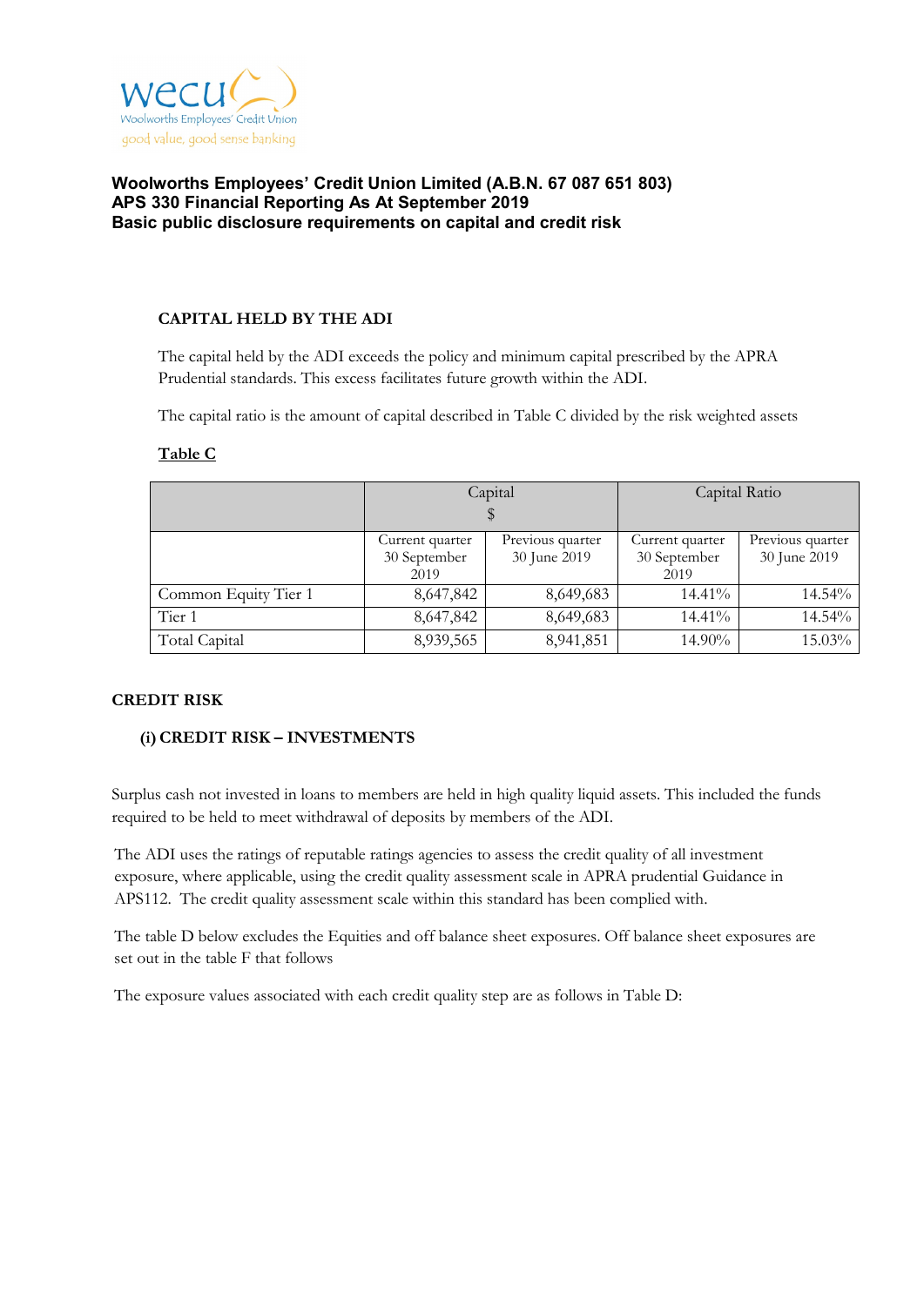wecu
Woolworths Employees' Credit Union
good value, good sense banking

**Woolworths Employees' Credit Union Limited (A.B.N. 67 087 651 803)**
**APS 330 Financial Reporting As At September 2019**
**Basic public disclosure requirements on capital and credit risk**

### CAPITAL HELD BY THE ADI

The capital held by the ADI exceeds the policy and minimum capital prescribed by the APRA Prudential standards. This excess facilitates future growth within the ADI.

The capital ratio is the amount of capital described in Table C divided by the risk weighted assets

**Table C**

| | Capital $ | | Capital Ratio | |
|---|---|---|---|---|
| | Current quarter 30 September 2019 | Previous quarter 30 June 2019 | Current quarter 30 September 2019 | Previous quarter 30 June 2019 |
| Common Equity Tier 1 | 8,647,842 | 8,649,683 | 14.41% | 14.54% |
| Tier 1 | 8,647,842 | 8,649,683 | 14.41% | 14.54% |
| Total Capital | 8,939,565 | 8,941,851 | 14.90% | 15.03% |

### CREDIT RISK

#### (i) CREDIT RISK – INVESTMENTS

Surplus cash not invested in loans to members are held in high quality liquid assets. This included the funds required to be held to meet withdrawal of deposits by members of the ADI.

The ADI uses the ratings of reputable ratings agencies to assess the credit quality of all investment exposure, where applicable, using the credit quality assessment scale in APRA prudential Guidance in APS112. The credit quality assessment scale within this standard has been complied with.

The table D below excludes the Equities and off balance sheet exposures. Off balance sheet exposures are set out in the table F that follows

The exposure values associated with each credit quality step are as follows in Table D: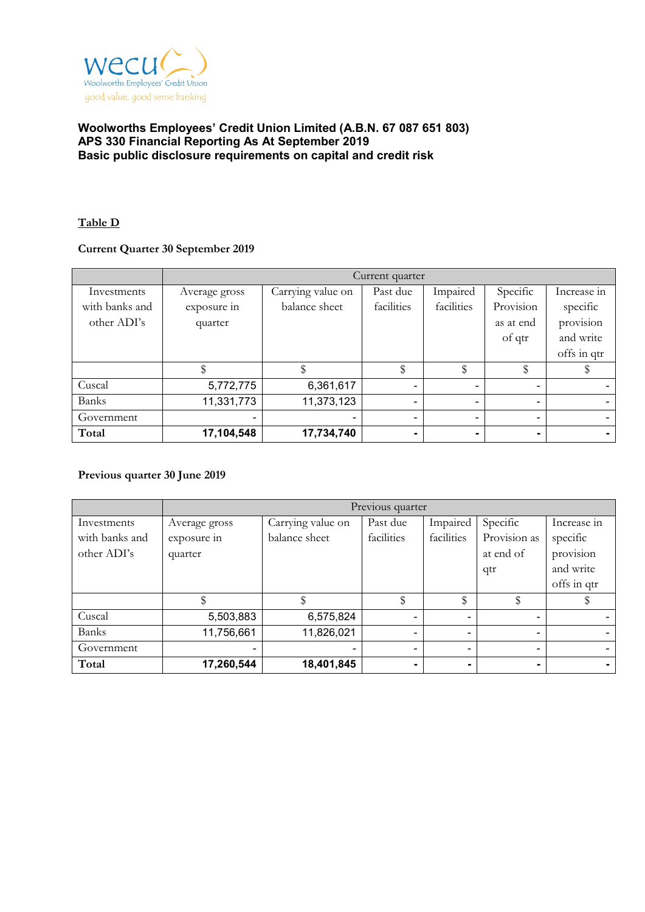wecu
Woolworths Employees' Credit Union
good value, good sense banking

**Woolworths Employees' Credit Union Limited (A.B.N. 67 087 651 803)**
**APS 330 Financial Reporting As At September 2019**
**Basic public disclosure requirements on capital and credit risk**

**Table D**

**Current Quarter 30 September 2019**

| | Current quarter | | | | | |
|---|---|---|---|---|---|---|
| Investments with banks and other ADI's | Average gross exposure in quarter | Carrying value on balance sheet | Past due facilities | Impaired facilities | Specific Provision as at end of qtr | Increase in specific provision and write offs in qtr |
| | $ | $ | $ | $ | $ | $ |
| Cuscal | 5,772,775 | 6,361,617 | - | - | - | - |
| Banks | 11,331,773 | 11,373,123 | - | - | - | - |
| Government | - | - | - | - | - | - |
| **Total** | **17,104,548** | **17,734,740** | **-** | **-** | **-** | **-** |

**Previous quarter 30 June 2019**

| | Previous quarter | | | | | |
|---|---|---|---|---|---|---|
| Investments with banks and other ADI's | Average gross exposure in quarter | Carrying value on balance sheet | Past due facilities | Impaired facilities | Specific Provision as at end of qtr | Increase in specific provision and write offs in qtr |
| | $ | $ | $ | $ | $ | $ |
| Cuscal | 5,503,883 | 6,575,824 | - | - | - | - |
| Banks | 11,756,661 | 11,826,021 | - | - | - | - |
| Government | - | - | - | - | - | - |
| **Total** | **17,260,544** | **18,401,845** | **-** | **-** | **-** | **-** |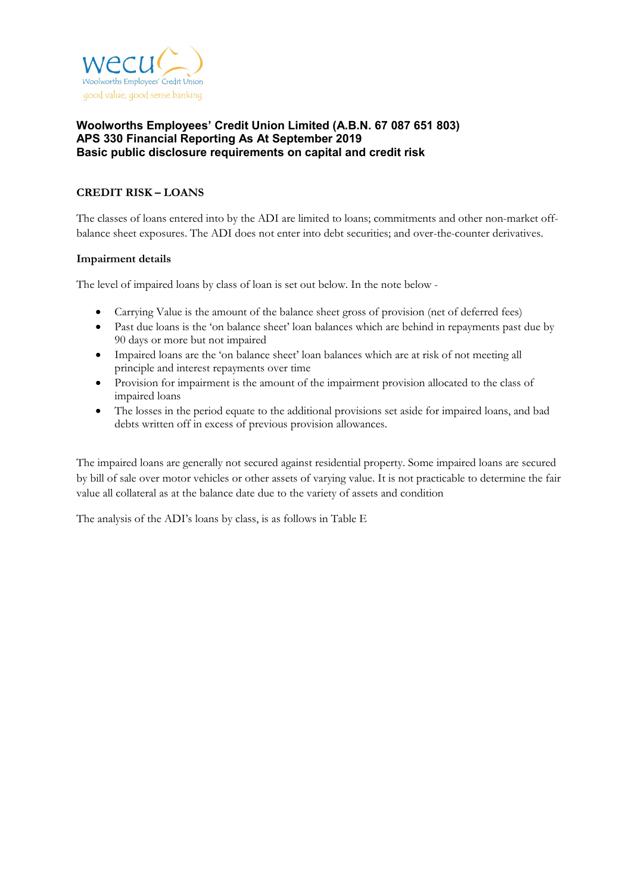**Woolworths Employees' Credit Union Limited (A.B.N. 67 087 651 803)**
**APS 330 Financial Reporting As At September 2019**
**Basic public disclosure requirements on capital and credit risk**

## CREDIT RISK – LOANS

The classes of loans entered into by the ADI are limited to loans; commitments and other non-market off-balance sheet exposures. The ADI does not enter into debt securities; and over-the-counter derivatives.

### Impairment details

The level of impaired loans by class of loan is set out below. In the note below -

- Carrying Value is the amount of the balance sheet gross of provision (net of deferred fees)
- Past due loans is the 'on balance sheet' loan balances which are behind in repayments past due by 90 days or more but not impaired
- Impaired loans are the 'on balance sheet' loan balances which are at risk of not meeting all principle and interest repayments over time
- Provision for impairment is the amount of the impairment provision allocated to the class of impaired loans
- The losses in the period equate to the additional provisions set aside for impaired loans, and bad debts written off in excess of previous provision allowances.

The impaired loans are generally not secured against residential property. Some impaired loans are secured by bill of sale over motor vehicles or other assets of varying value. It is not practicable to determine the fair value all collateral as at the balance date due to the variety of assets and condition

The analysis of the ADI's loans by class, is as follows in Table E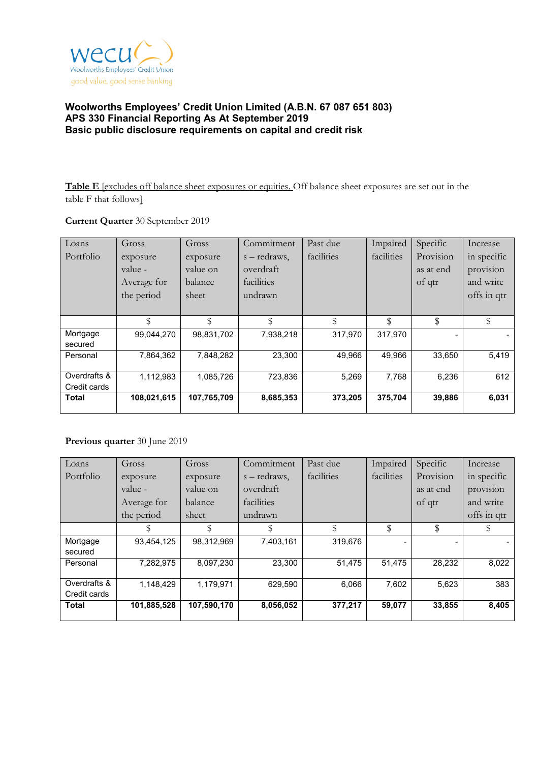wecu
Woolworths Employees' Credit Union
good value, good sense banking

**Woolworths Employees' Credit Union Limited (A.B.N. 67 087 651 803)**
**APS 330 Financial Reporting As At September 2019**
**Basic public disclosure requirements on capital and credit risk**

**Table E** [excludes off balance sheet exposures or equities. Off balance sheet exposures are set out in the table F that follows]

**Current Quarter** 30 September 2019

| Loans Portfolio | Gross exposure value - Average for the period | Gross exposure value on balance sheet | Commitments – redraws, overdraft facilities undrawn | Past due facilities | Impaired facilities | Specific Provision as at end of qtr | Increase in specific provision and write offs in qtr |
|---|---|---|---|---|---|---|---|
| | $ | $ | $ | $ | $ | $ | $ |
| Mortgage secured | 99,044,270 | 98,831,702 | 7,938,218 | 317,970 | 317,970 | - | - |
| Personal | 7,864,362 | 7,848,282 | 23,300 | 49,966 | 49,966 | 33,650 | 5,419 |
| Overdrafts & Credit cards | 1,112,983 | 1,085,726 | 723,836 | 5,269 | 7,768 | 6,236 | 612 |
| **Total** | **108,021,615** | **107,765,709** | **8,685,353** | **373,205** | **375,704** | **39,886** | **6,031** |

**Previous quarter** 30 June 2019

| Loans Portfolio | Gross exposure value - Average for the period | Gross exposure value on balance sheet | Commitments – redraws, overdraft facilities undrawn | Past due facilities | Impaired facilities | Specific Provision as at end of qtr | Increase in specific provision and write offs in qtr |
|---|---|---|---|---|---|---|---|
| | $ | $ | $ | $ | $ | $ | $ |
| Mortgage secured | 93,454,125 | 98,312,969 | 7,403,161 | 319,676 | - | - | - |
| Personal | 7,282,975 | 8,097,230 | 23,300 | 51,475 | 51,475 | 28,232 | 8,022 |
| Overdrafts & Credit cards | 1,148,429 | 1,179,971 | 629,590 | 6,066 | 7,602 | 5,623 | 383 |
| **Total** | **101,885,528** | **107,590,170** | **8,056,052** | **377,217** | **59,077** | **33,855** | **8,405** |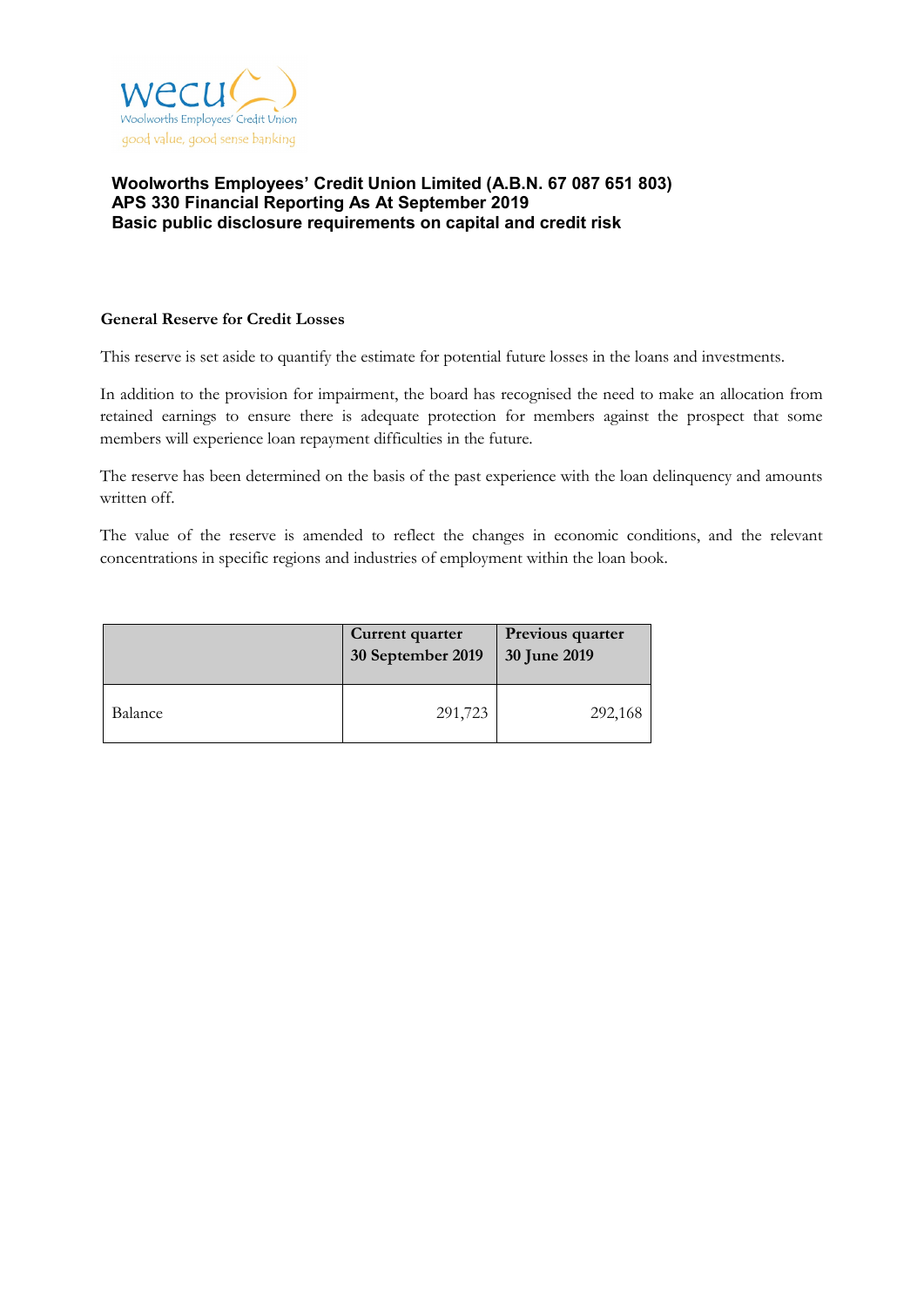**Woolworths Employees' Credit Union Limited (A.B.N. 67 087 651 803)**
**APS 330 Financial Reporting As At September 2019**
**Basic public disclosure requirements on capital and credit risk**

**General Reserve for Credit Losses**

This reserve is set aside to quantify the estimate for potential future losses in the loans and investments.

In addition to the provision for impairment, the board has recognised the need to make an allocation from retained earnings to ensure there is adequate protection for members against the prospect that some members will experience loan repayment difficulties in the future.

The reserve has been determined on the basis of the past experience with the loan delinquency and amounts written off.

The value of the reserve is amended to reflect the changes in economic conditions, and the relevant concentrations in specific regions and industries of employment within the loan book.

| | Current quarter 30 September 2019 | Previous quarter 30 June 2019 |
|---|---|---|
| Balance | 291,723 | 292,168 |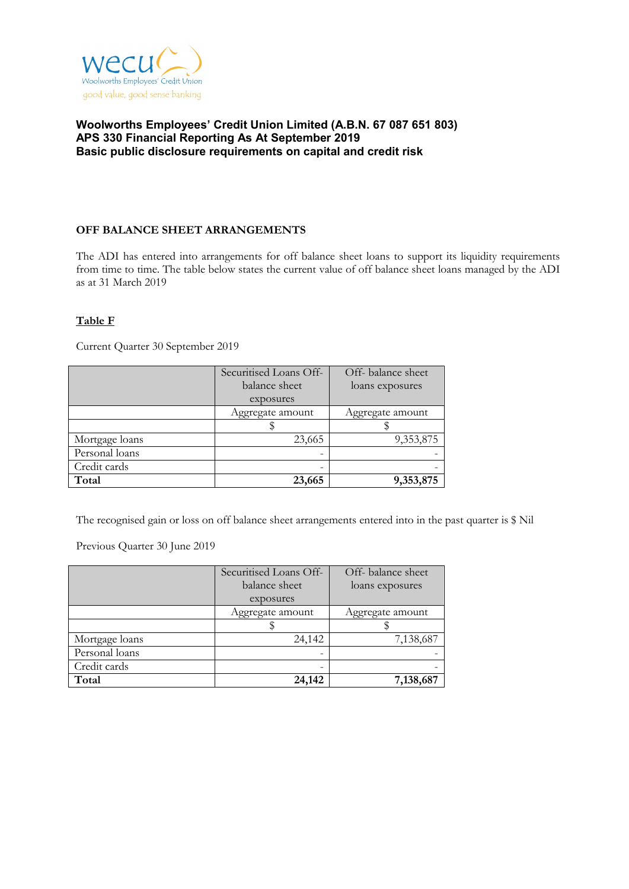Woolworths Employees' Credit Union Limited (A.B.N. 67 087 651 803)
APS 330 Financial Reporting As At September 2019
Basic public disclosure requirements on capital and credit risk

## OFF BALANCE SHEET ARRANGEMENTS

The ADI has entered into arrangements for off balance sheet loans to support its liquidity requirements from time to time. The table below states the current value of off balance sheet loans managed by the ADI as at 31 March 2019

**Table F**

Current Quarter 30 September 2019

| | Securitised Loans Off-balance sheet exposures | Off- balance sheet loans exposures |
|---|---|---|
| | Aggregate amount | Aggregate amount |
| | $ | $ |
| Mortgage loans | 23,665 | 9,353,875 |
| Personal loans | - | - |
| Credit cards | - | - |
| **Total** | **23,665** | **9,353,875** |

The recognised gain or loss on off balance sheet arrangements entered into in the past quarter is $ Nil

Previous Quarter 30 June 2019

| | Securitised Loans Off-balance sheet exposures | Off- balance sheet loans exposures |
|---|---|---|
| | Aggregate amount | Aggregate amount |
| | $ | $ |
| Mortgage loans | 24,142 | 7,138,687 |
| Personal loans | - | - |
| Credit cards | - | - |
| **Total** | **24,142** | **7,138,687** |